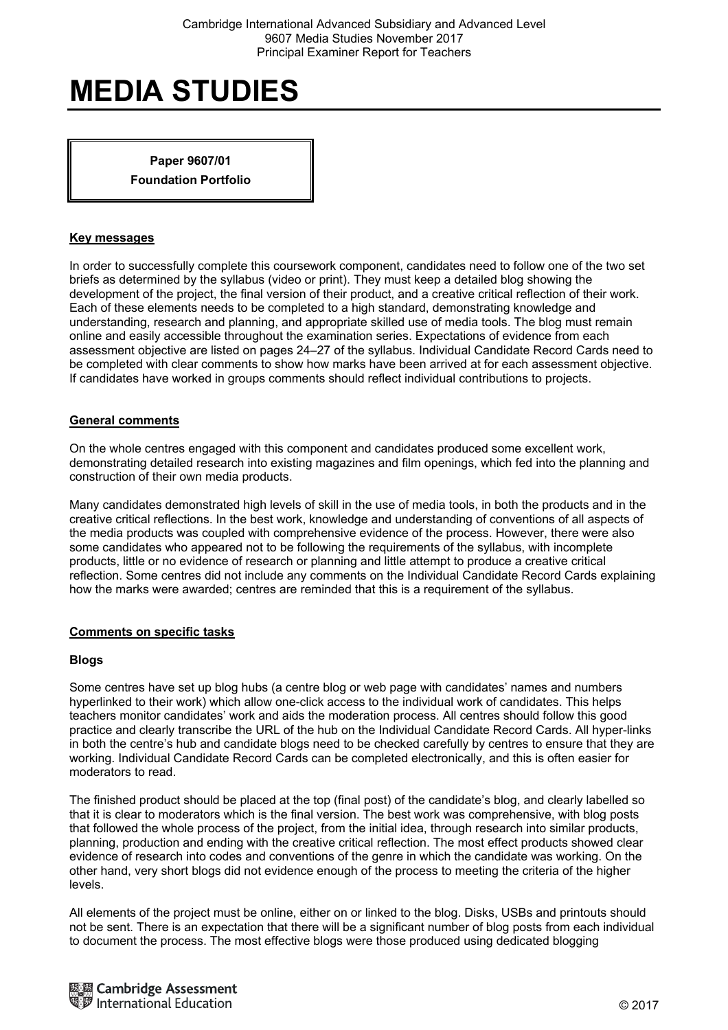# MEDIA STUDIES

**Paper 9607/01**
**Foundation Portfolio**

## Key messages

In order to successfully complete this coursework component, candidates need to follow one of the two set briefs as determined by the syllabus (video or print). They must keep a detailed blog showing the development of the project, the final version of their product, and a creative critical reflection of their work. Each of these elements needs to be completed to a high standard, demonstrating knowledge and understanding, research and planning, and appropriate skilled use of media tools. The blog must remain online and easily accessible throughout the examination series. Expectations of evidence from each assessment objective are listed on pages 24–27 of the syllabus. Individual Candidate Record Cards need to be completed with clear comments to show how marks have been arrived at for each assessment objective. If candidates have worked in groups comments should reflect individual contributions to projects.

## General comments

On the whole centres engaged with this component and candidates produced some excellent work, demonstrating detailed research into existing magazines and film openings, which fed into the planning and construction of their own media products.

Many candidates demonstrated high levels of skill in the use of media tools, in both the products and in the creative critical reflections. In the best work, knowledge and understanding of conventions of all aspects of the media products was coupled with comprehensive evidence of the process. However, there were also some candidates who appeared not to be following the requirements of the syllabus, with incomplete products, little or no evidence of research or planning and little attempt to produce a creative critical reflection. Some centres did not include any comments on the Individual Candidate Record Cards explaining how the marks were awarded; centres are reminded that this is a requirement of the syllabus.

## Comments on specific tasks

### Blogs

Some centres have set up blog hubs (a centre blog or web page with candidates' names and numbers hyperlinked to their work) which allow one-click access to the individual work of candidates. This helps teachers monitor candidates' work and aids the moderation process. All centres should follow this good practice and clearly transcribe the URL of the hub on the Individual Candidate Record Cards. All hyper-links in both the centre's hub and candidate blogs need to be checked carefully by centres to ensure that they are working. Individual Candidate Record Cards can be completed electronically, and this is often easier for moderators to read.

The finished product should be placed at the top (final post) of the candidate's blog, and clearly labelled so that it is clear to moderators which is the final version. The best work was comprehensive, with blog posts that followed the whole process of the project, from the initial idea, through research into similar products, planning, production and ending with the creative critical reflection. The most effect products showed clear evidence of research into codes and conventions of the genre in which the candidate was working. On the other hand, very short blogs did not evidence enough of the process to meeting the criteria of the higher levels.

All elements of the project must be online, either on or linked to the blog. Disks, USBs and printouts should not be sent. There is an expectation that there will be a significant number of blog posts from each individual to document the process. The most effective blogs were those produced using dedicated blogging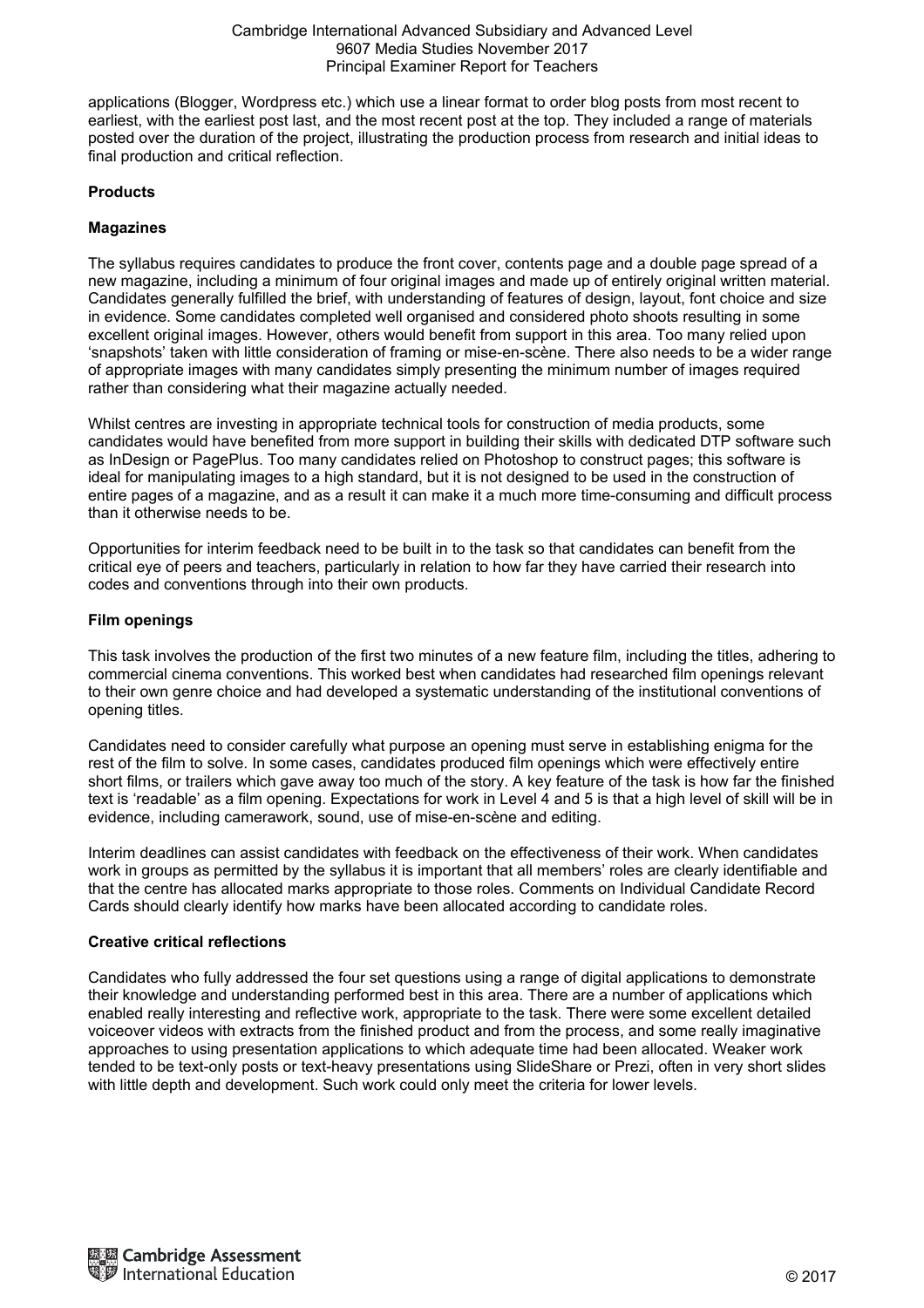applications (Blogger, Wordpress etc.) which use a linear format to order blog posts from most recent to earliest, with the earliest post last, and the most recent post at the top. They included a range of materials posted over the duration of the project, illustrating the production process from research and initial ideas to final production and critical reflection.

**Products**

**Magazines**

The syllabus requires candidates to produce the front cover, contents page and a double page spread of a new magazine, including a minimum of four original images and made up of entirely original written material. Candidates generally fulfilled the brief, with understanding of features of design, layout, font choice and size in evidence. Some candidates completed well organised and considered photo shoots resulting in some excellent original images. However, others would benefit from support in this area. Too many relied upon 'snapshots' taken with little consideration of framing or mise-en-scène. There also needs to be a wider range of appropriate images with many candidates simply presenting the minimum number of images required rather than considering what their magazine actually needed.

Whilst centres are investing in appropriate technical tools for construction of media products, some candidates would have benefited from more support in building their skills with dedicated DTP software such as InDesign or PagePlus. Too many candidates relied on Photoshop to construct pages; this software is ideal for manipulating images to a high standard, but it is not designed to be used in the construction of entire pages of a magazine, and as a result it can make it a much more time-consuming and difficult process than it otherwise needs to be.

Opportunities for interim feedback need to be built in to the task so that candidates can benefit from the critical eye of peers and teachers, particularly in relation to how far they have carried their research into codes and conventions through into their own products.

**Film openings**

This task involves the production of the first two minutes of a new feature film, including the titles, adhering to commercial cinema conventions. This worked best when candidates had researched film openings relevant to their own genre choice and had developed a systematic understanding of the institutional conventions of opening titles.

Candidates need to consider carefully what purpose an opening must serve in establishing enigma for the rest of the film to solve. In some cases, candidates produced film openings which were effectively entire short films, or trailers which gave away too much of the story. A key feature of the task is how far the finished text is 'readable' as a film opening. Expectations for work in Level 4 and 5 is that a high level of skill will be in evidence, including camerawork, sound, use of mise-en-scène and editing.

Interim deadlines can assist candidates with feedback on the effectiveness of their work. When candidates work in groups as permitted by the syllabus it is important that all members' roles are clearly identifiable and that the centre has allocated marks appropriate to those roles. Comments on Individual Candidate Record Cards should clearly identify how marks have been allocated according to candidate roles.

**Creative critical reflections**

Candidates who fully addressed the four set questions using a range of digital applications to demonstrate their knowledge and understanding performed best in this area. There are a number of applications which enabled really interesting and reflective work, appropriate to the task. There were some excellent detailed voiceover videos with extracts from the finished product and from the process, and some really imaginative approaches to using presentation applications to which adequate time had been allocated. Weaker work tended to be text-only posts or text-heavy presentations using SlideShare or Prezi, often in very short slides with little depth and development. Such work could only meet the criteria for lower levels.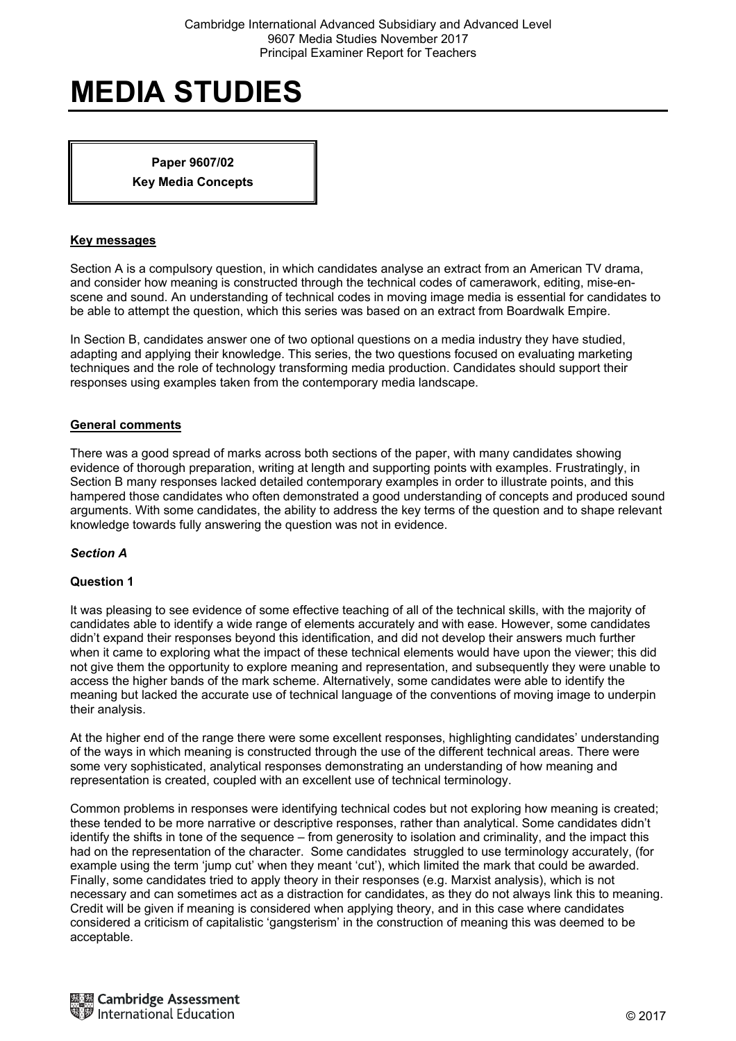# MEDIA STUDIES

**Paper 9607/02**

**Key Media Concepts**

## Key messages

Section A is a compulsory question, in which candidates analyse an extract from an American TV drama, and consider how meaning is constructed through the technical codes of camerawork, editing, mise-en-scene and sound. An understanding of technical codes in moving image media is essential for candidates to be able to attempt the question, which this series was based on an extract from Boardwalk Empire.

In Section B, candidates answer one of two optional questions on a media industry they have studied, adapting and applying their knowledge. This series, the two questions focused on evaluating marketing techniques and the role of technology transforming media production. Candidates should support their responses using examples taken from the contemporary media landscape.

## General comments

There was a good spread of marks across both sections of the paper, with many candidates showing evidence of thorough preparation, writing at length and supporting points with examples. Frustratingly, in Section B many responses lacked detailed contemporary examples in order to illustrate points, and this hampered those candidates who often demonstrated a good understanding of concepts and produced sound arguments. With some candidates, the ability to address the key terms of the question and to shape relevant knowledge towards fully answering the question was not in evidence.

### *Section A*

**Question 1**

It was pleasing to see evidence of some effective teaching of all of the technical skills, with the majority of candidates able to identify a wide range of elements accurately and with ease. However, some candidates didn't expand their responses beyond this identification, and did not develop their answers much further when it came to exploring what the impact of these technical elements would have upon the viewer; this did not give them the opportunity to explore meaning and representation, and subsequently they were unable to access the higher bands of the mark scheme. Alternatively, some candidates were able to identify the meaning but lacked the accurate use of technical language of the conventions of moving image to underpin their analysis.

At the higher end of the range there were some excellent responses, highlighting candidates' understanding of the ways in which meaning is constructed through the use of the different technical areas. There were some very sophisticated, analytical responses demonstrating an understanding of how meaning and representation is created, coupled with an excellent use of technical terminology.

Common problems in responses were identifying technical codes but not exploring how meaning is created; these tended to be more narrative or descriptive responses, rather than analytical. Some candidates didn't identify the shifts in tone of the sequence – from generosity to isolation and criminality, and the impact this had on the representation of the character. Some candidates struggled to use terminology accurately, (for example using the term 'jump cut' when they meant 'cut'), which limited the mark that could be awarded. Finally, some candidates tried to apply theory in their responses (e.g. Marxist analysis), which is not necessary and can sometimes act as a distraction for candidates, as they do not always link this to meaning. Credit will be given if meaning is considered when applying theory, and in this case where candidates considered a criticism of capitalistic 'gangsterism' in the construction of meaning this was deemed to be acceptable.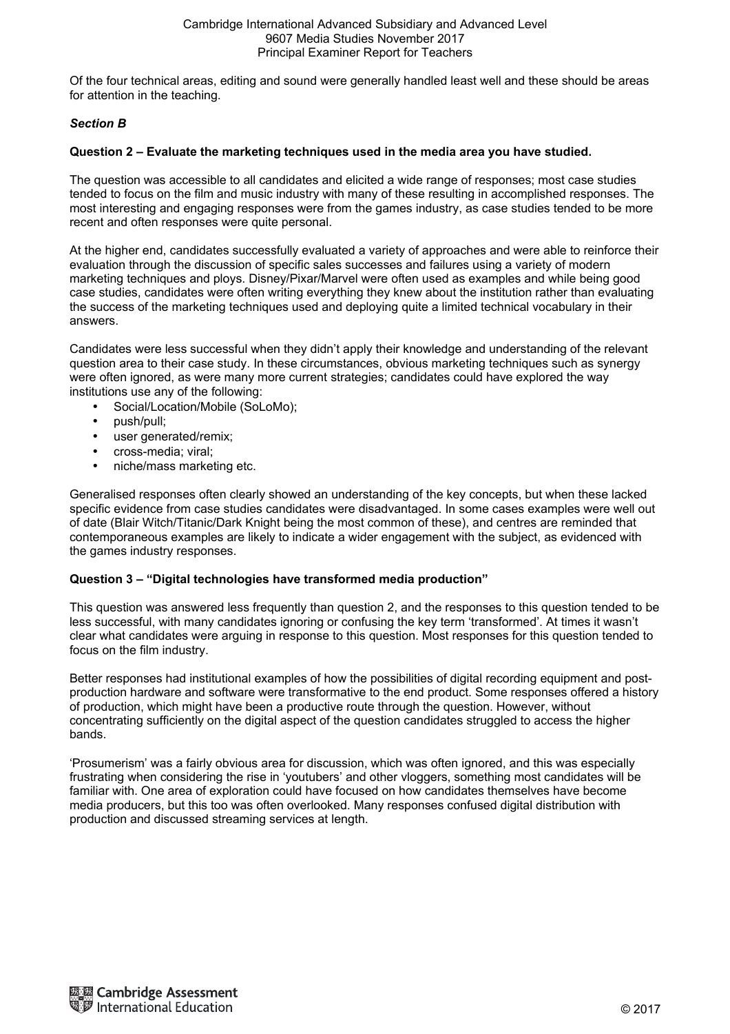Of the four technical areas, editing and sound were generally handled least well and these should be areas for attention in the teaching.

### *Section B*

**Question 2 – Evaluate the marketing techniques used in the media area you have studied.**

The question was accessible to all candidates and elicited a wide range of responses; most case studies tended to focus on the film and music industry with many of these resulting in accomplished responses. The most interesting and engaging responses were from the games industry, as case studies tended to be more recent and often responses were quite personal.

At the higher end, candidates successfully evaluated a variety of approaches and were able to reinforce their evaluation through the discussion of specific sales successes and failures using a variety of modern marketing techniques and ploys. Disney/Pixar/Marvel were often used as examples and while being good case studies, candidates were often writing everything they knew about the institution rather than evaluating the success of the marketing techniques used and deploying quite a limited technical vocabulary in their answers.

Candidates were less successful when they didn't apply their knowledge and understanding of the relevant question area to their case study. In these circumstances, obvious marketing techniques such as synergy were often ignored, as were many more current strategies; candidates could have explored the way institutions use any of the following:

- Social/Location/Mobile (SoLoMo);
- push/pull;
- user generated/remix;
- cross-media; viral;
- niche/mass marketing etc.

Generalised responses often clearly showed an understanding of the key concepts, but when these lacked specific evidence from case studies candidates were disadvantaged. In some cases examples were well out of date (Blair Witch/Titanic/Dark Knight being the most common of these), and centres are reminded that contemporaneous examples are likely to indicate a wider engagement with the subject, as evidenced with the games industry responses.

**Question 3 – "Digital technologies have transformed media production"**

This question was answered less frequently than question 2, and the responses to this question tended to be less successful, with many candidates ignoring or confusing the key term 'transformed'. At times it wasn't clear what candidates were arguing in response to this question. Most responses for this question tended to focus on the film industry.

Better responses had institutional examples of how the possibilities of digital recording equipment and post-production hardware and software were transformative to the end product. Some responses offered a history of production, which might have been a productive route through the question. However, without concentrating sufficiently on the digital aspect of the question candidates struggled to access the higher bands.

'Prosumerism' was a fairly obvious area for discussion, which was often ignored, and this was especially frustrating when considering the rise in 'youtubers' and other vloggers, something most candidates will be familiar with. One area of exploration could have focused on how candidates themselves have become media producers, but this too was often overlooked. Many responses confused digital distribution with production and discussed streaming services at length.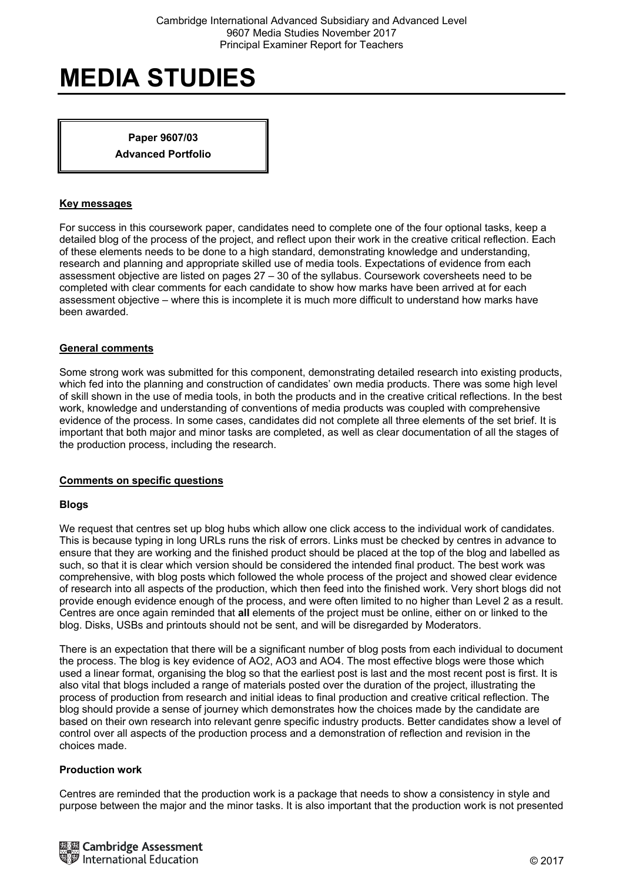# MEDIA STUDIES

**Paper 9607/03**

**Advanced Portfolio**

## Key messages

For success in this coursework paper, candidates need to complete one of the four optional tasks, keep a detailed blog of the process of the project, and reflect upon their work in the creative critical reflection. Each of these elements needs to be done to a high standard, demonstrating knowledge and understanding, research and planning and appropriate skilled use of media tools. Expectations of evidence from each assessment objective are listed on pages 27 – 30 of the syllabus. Coursework coversheets need to be completed with clear comments for each candidate to show how marks have been arrived at for each assessment objective – where this is incomplete it is much more difficult to understand how marks have been awarded.

## General comments

Some strong work was submitted for this component, demonstrating detailed research into existing products, which fed into the planning and construction of candidates' own media products. There was some high level of skill shown in the use of media tools, in both the products and in the creative critical reflections. In the best work, knowledge and understanding of conventions of media products was coupled with comprehensive evidence of the process. In some cases, candidates did not complete all three elements of the set brief. It is important that both major and minor tasks are completed, as well as clear documentation of all the stages of the production process, including the research.

## Comments on specific questions

### Blogs

We request that centres set up blog hubs which allow one click access to the individual work of candidates. This is because typing in long URLs runs the risk of errors. Links must be checked by centres in advance to ensure that they are working and the finished product should be placed at the top of the blog and labelled as such, so that it is clear which version should be considered the intended final product. The best work was comprehensive, with blog posts which followed the whole process of the project and showed clear evidence of research into all aspects of the production, which then feed into the finished work. Very short blogs did not provide enough evidence enough of the process, and were often limited to no higher than Level 2 as a result. Centres are once again reminded that **all** elements of the project must be online, either on or linked to the blog. Disks, USBs and printouts should not be sent, and will be disregarded by Moderators.

There is an expectation that there will be a significant number of blog posts from each individual to document the process. The blog is key evidence of AO2, AO3 and AO4. The most effective blogs were those which used a linear format, organising the blog so that the earliest post is last and the most recent post is first. It is also vital that blogs included a range of materials posted over the duration of the project, illustrating the process of production from research and initial ideas to final production and creative critical reflection. The blog should provide a sense of journey which demonstrates how the choices made by the candidate are based on their own research into relevant genre specific industry products. Better candidates show a level of control over all aspects of the production process and a demonstration of reflection and revision in the choices made.

### Production work

Centres are reminded that the production work is a package that needs to show a consistency in style and purpose between the major and the minor tasks. It is also important that the production work is not presented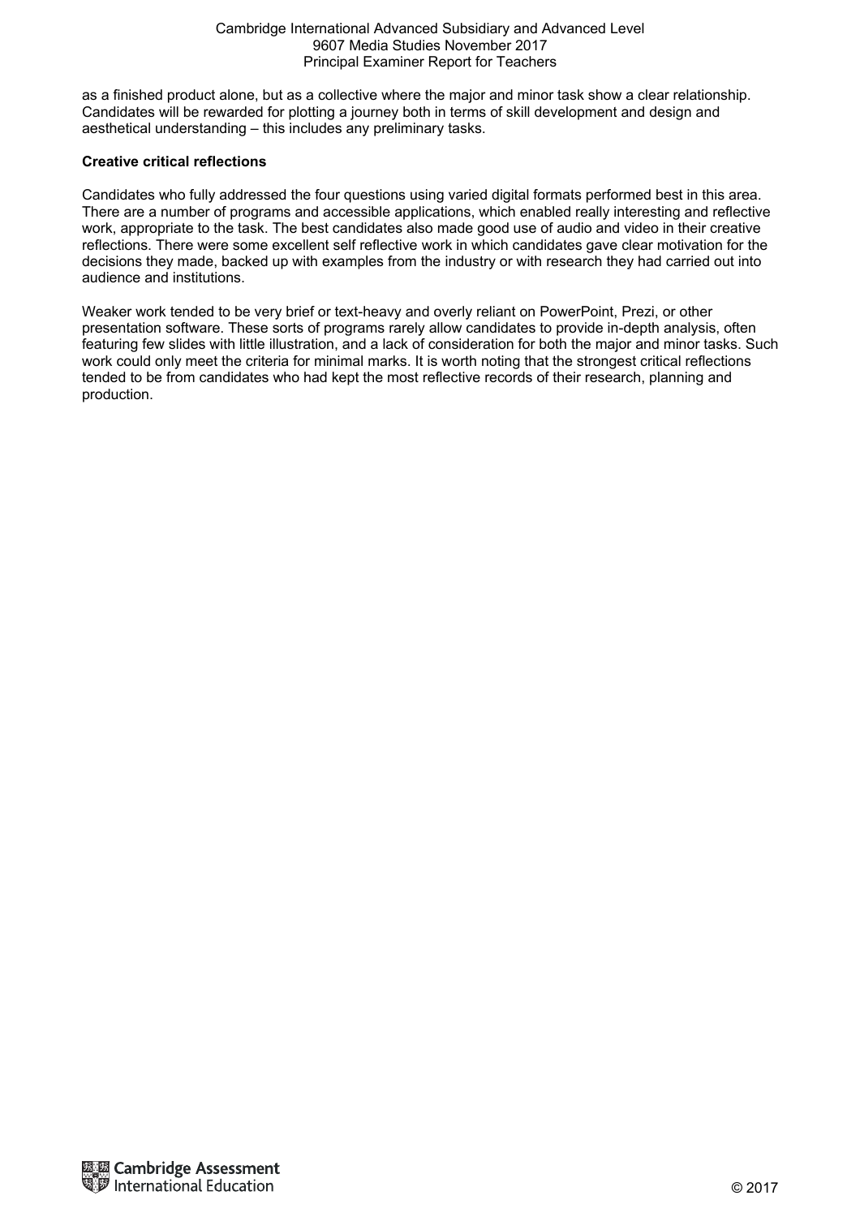as a finished product alone, but as a collective where the major and minor task show a clear relationship. Candidates will be rewarded for plotting a journey both in terms of skill development and design and aesthetical understanding – this includes any preliminary tasks.

**Creative critical reflections**

Candidates who fully addressed the four questions using varied digital formats performed best in this area. There are a number of programs and accessible applications, which enabled really interesting and reflective work, appropriate to the task. The best candidates also made good use of audio and video in their creative reflections. There were some excellent self reflective work in which candidates gave clear motivation for the decisions they made, backed up with examples from the industry or with research they had carried out into audience and institutions.

Weaker work tended to be very brief or text-heavy and overly reliant on PowerPoint, Prezi, or other presentation software. These sorts of programs rarely allow candidates to provide in-depth analysis, often featuring few slides with little illustration, and a lack of consideration for both the major and minor tasks. Such work could only meet the criteria for minimal marks. It is worth noting that the strongest critical reflections tended to be from candidates who had kept the most reflective records of their research, planning and production.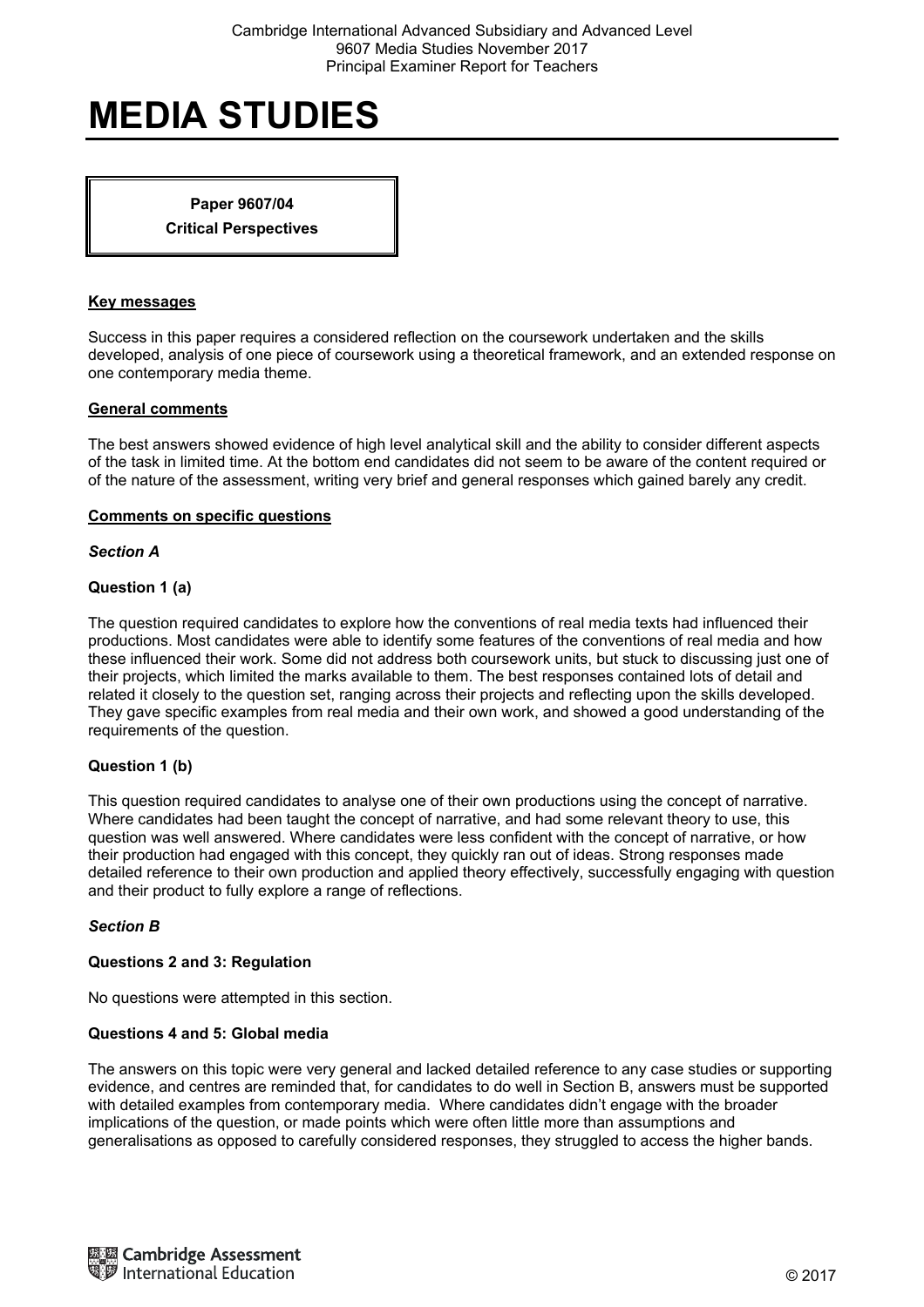# MEDIA STUDIES

**Paper 9607/04**
**Critical Perspectives**

## Key messages

Success in this paper requires a considered reflection on the coursework undertaken and the skills developed, analysis of one piece of coursework using a theoretical framework, and an extended response on one contemporary media theme.

## General comments

The best answers showed evidence of high level analytical skill and the ability to consider different aspects of the task in limited time. At the bottom end candidates did not seem to be aware of the content required or of the nature of the assessment, writing very brief and general responses which gained barely any credit.

## Comments on specific questions

### *Section A*

#### Question 1 (a)

The question required candidates to explore how the conventions of real media texts had influenced their productions. Most candidates were able to identify some features of the conventions of real media and how these influenced their work. Some did not address both coursework units, but stuck to discussing just one of their projects, which limited the marks available to them. The best responses contained lots of detail and related it closely to the question set, ranging across their projects and reflecting upon the skills developed. They gave specific examples from real media and their own work, and showed a good understanding of the requirements of the question.

#### Question 1 (b)

This question required candidates to analyse one of their own productions using the concept of narrative. Where candidates had been taught the concept of narrative, and had some relevant theory to use, this question was well answered. Where candidates were less confident with the concept of narrative, or how their production had engaged with this concept, they quickly ran out of ideas. Strong responses made detailed reference to their own production and applied theory effectively, successfully engaging with question and their product to fully explore a range of reflections.

### *Section B*

#### Questions 2 and 3: Regulation

No questions were attempted in this section.

#### Questions 4 and 5: Global media

The answers on this topic were very general and lacked detailed reference to any case studies or supporting evidence, and centres are reminded that, for candidates to do well in Section B, answers must be supported with detailed examples from contemporary media. Where candidates didn't engage with the broader implications of the question, or made points which were often little more than assumptions and generalisations as opposed to carefully considered responses, they struggled to access the higher bands.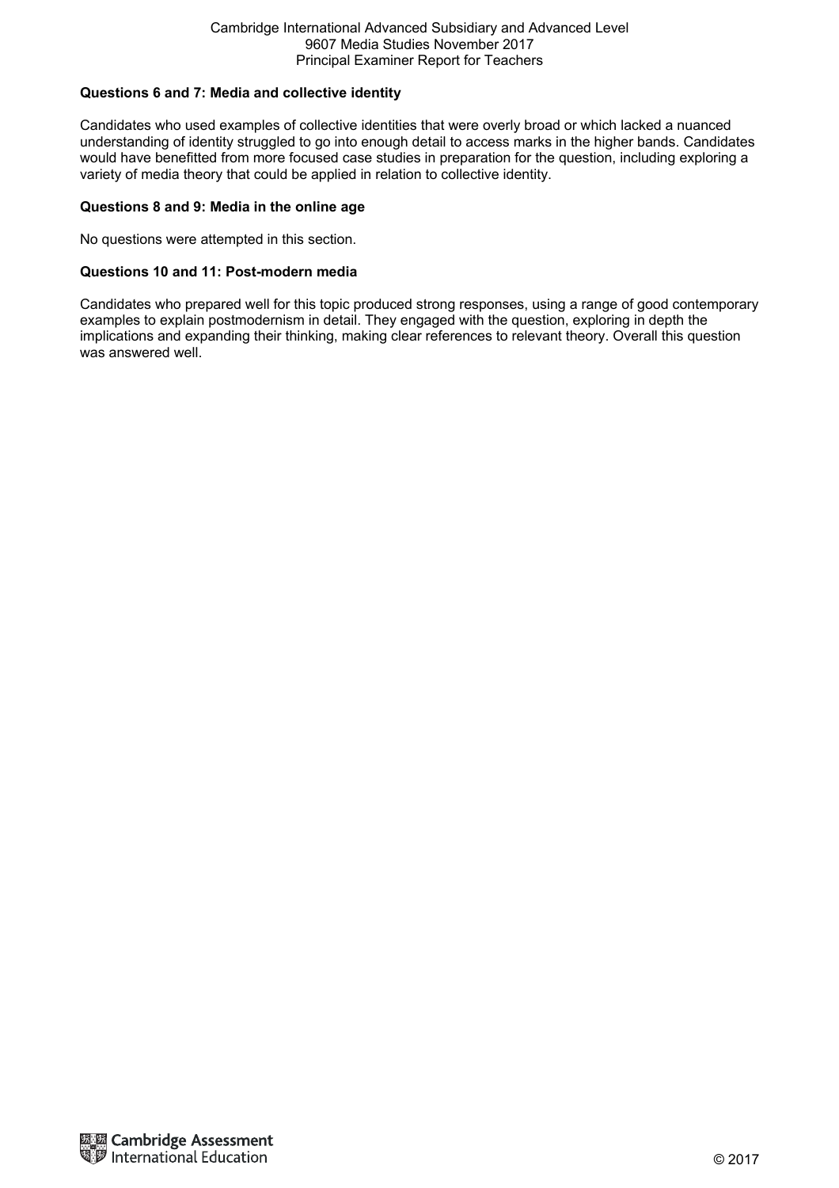**Questions 6 and 7: Media and collective identity**

Candidates who used examples of collective identities that were overly broad or which lacked a nuanced understanding of identity struggled to go into enough detail to access marks in the higher bands. Candidates would have benefitted from more focused case studies in preparation for the question, including exploring a variety of media theory that could be applied in relation to collective identity.

**Questions 8 and 9: Media in the online age**

No questions were attempted in this section.

**Questions 10 and 11: Post-modern media**

Candidates who prepared well for this topic produced strong responses, using a range of good contemporary examples to explain postmodernism in detail. They engaged with the question, exploring in depth the implications and expanding their thinking, making clear references to relevant theory. Overall this question was answered well.